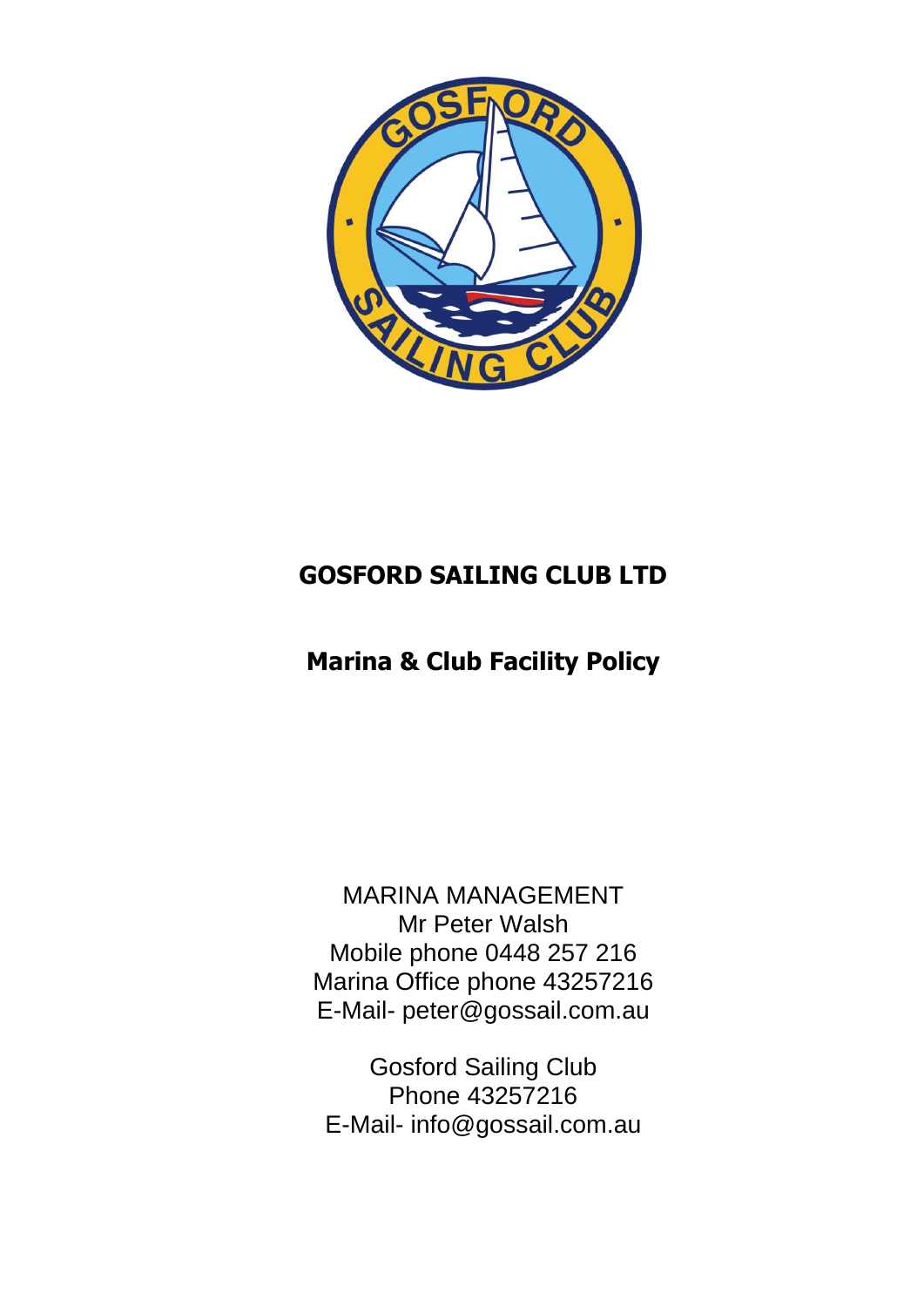# GOSFORD SAILING CLUB LTD

## Marina & Club Facility Policy

MARINA MANAGEMENT
Mr Peter Walsh
Mobile phone 0448 257 216
Marina Office phone 43257216
E-Mail- peter@gossail.com.au

Gosford Sailing Club
Phone 43257216
E-Mail- info@gossail.com.au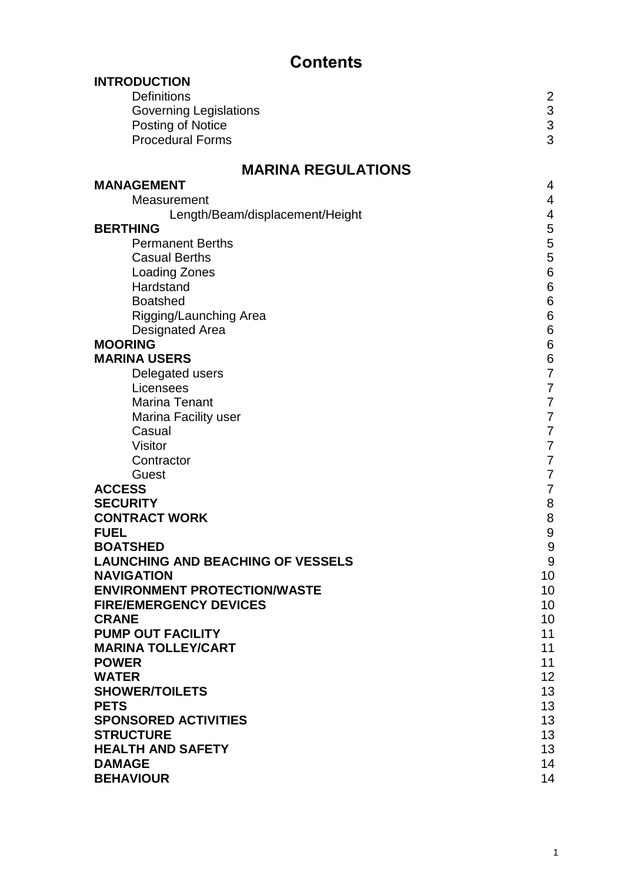# Contents

**INTRODUCTION**

| | |
|---|---|
| Definitions | 2 |
| Governing Legislations | 3 |
| Posting of Notice | 3 |
| Procedural Forms | 3 |

## MARINA REGULATIONS

| | |
|---|---|
| **MANAGEMENT** | 4 |
| Measurement | 4 |
| Length/Beam/displacement/Height | 4 |
| **BERTHING** | 5 |
| Permanent Berths | 5 |
| Casual Berths | 5 |
| Loading Zones | 6 |
| Hardstand | 6 |
| Boatshed | 6 |
| Rigging/Launching Area | 6 |
| Designated Area | 6 |
| **MOORING** | 6 |
| **MARINA USERS** | 6 |
| Delegated users | 7 |
| Licensees | 7 |
| Marina Tenant | 7 |
| Marina Facility user | 7 |
| Casual | 7 |
| Visitor | 7 |
| Contractor | 7 |
| Guest | 7 |
| **ACCESS** | 7 |
| **SECURITY** | 8 |
| **CONTRACT WORK** | 8 |
| **FUEL** | 9 |
| **BOATSHED** | 9 |
| **LAUNCHING AND BEACHING OF VESSELS** | 9 |
| **NAVIGATION** | 10 |
| **ENVIRONMENT PROTECTION/WASTE** | 10 |
| **FIRE/EMERGENCY DEVICES** | 10 |
| **CRANE** | 10 |
| **PUMP OUT FACILITY** | 11 |
| **MARINA TOLLEY/CART** | 11 |
| **POWER** | 11 |
| **WATER** | 12 |
| **SHOWER/TOILETS** | 13 |
| **PETS** | 13 |
| **SPONSORED ACTIVITIES** | 13 |
| **STRUCTURE** | 13 |
| **HEALTH AND SAFETY** | 13 |
| **DAMAGE** | 14 |
| **BEHAVIOUR** | 14 |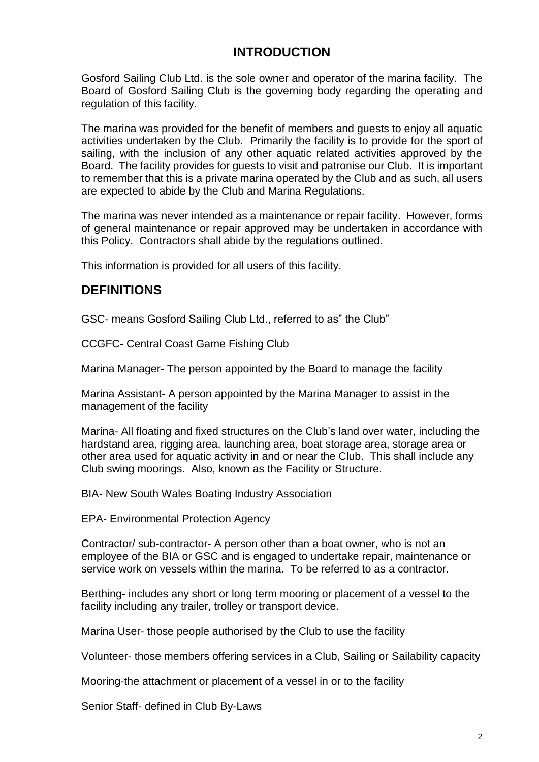## INTRODUCTION

Gosford Sailing Club Ltd. is the sole owner and operator of the marina facility. The Board of Gosford Sailing Club is the governing body regarding the operating and regulation of this facility.

The marina was provided for the benefit of members and guests to enjoy all aquatic activities undertaken by the Club. Primarily the facility is to provide for the sport of sailing, with the inclusion of any other aquatic related activities approved by the Board. The facility provides for guests to visit and patronise our Club. It is important to remember that this is a private marina operated by the Club and as such, all users are expected to abide by the Club and Marina Regulations.

The marina was never intended as a maintenance or repair facility. However, forms of general maintenance or repair approved may be undertaken in accordance with this Policy. Contractors shall abide by the regulations outlined.

This information is provided for all users of this facility.

## DEFINITIONS

GSC- means Gosford Sailing Club Ltd., referred to as" the Club"

CCGFC- Central Coast Game Fishing Club

Marina Manager- The person appointed by the Board to manage the facility

Marina Assistant- A person appointed by the Marina Manager to assist in the management of the facility

Marina- All floating and fixed structures on the Club's land over water, including the hardstand area, rigging area, launching area, boat storage area, storage area or other area used for aquatic activity in and or near the Club. This shall include any Club swing moorings. Also, known as the Facility or Structure.

BIA- New South Wales Boating Industry Association

EPA- Environmental Protection Agency

Contractor/ sub-contractor- A person other than a boat owner, who is not an employee of the BIA or GSC and is engaged to undertake repair, maintenance or service work on vessels within the marina. To be referred to as a contractor.

Berthing- includes any short or long term mooring or placement of a vessel to the facility including any trailer, trolley or transport device.

Marina User- those people authorised by the Club to use the facility

Volunteer- those members offering services in a Club, Sailing or Sailability capacity

Mooring-the attachment or placement of a vessel in or to the facility

Senior Staff- defined in Club By-Laws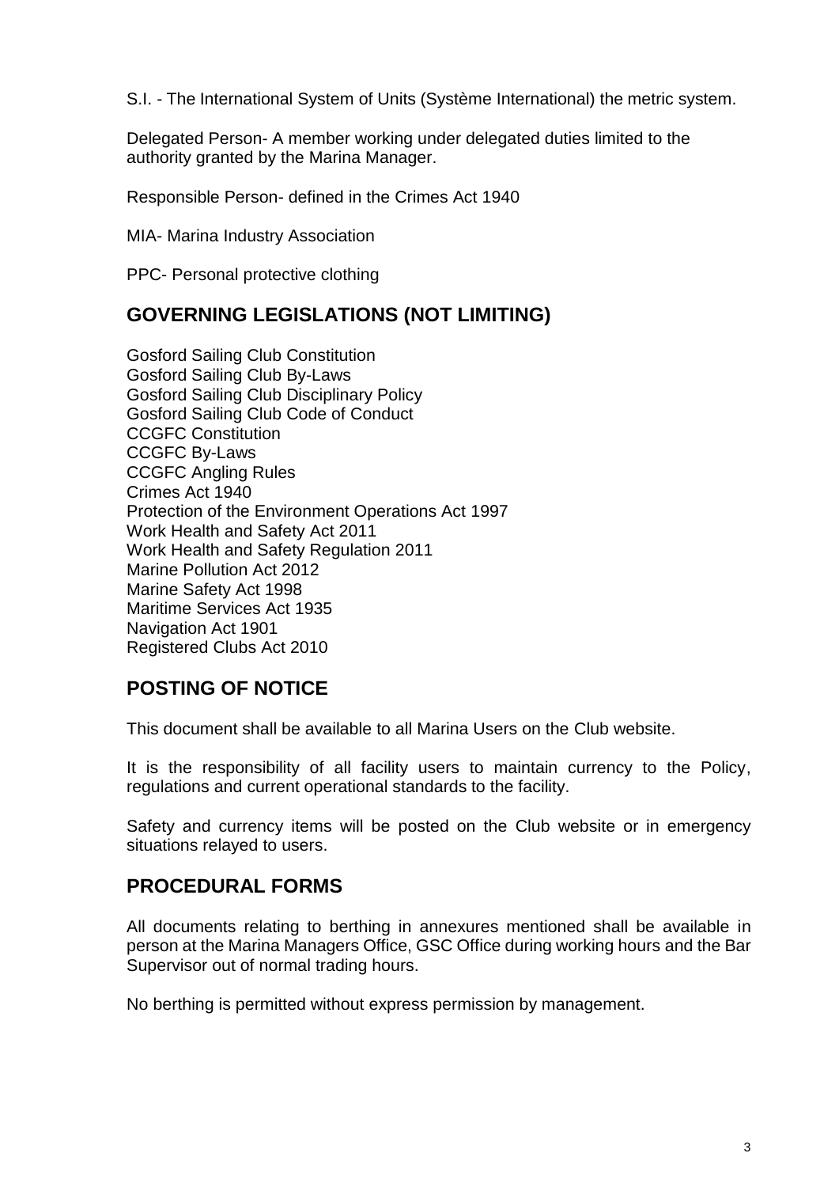S.I. - The International System of Units (Système International) the metric system.

Delegated Person- A member working under delegated duties limited to the authority granted by the Marina Manager.

Responsible Person- defined in the Crimes Act 1940

MIA- Marina Industry Association

PPC- Personal protective clothing

## GOVERNING LEGISLATIONS (NOT LIMITING)

Gosford Sailing Club Constitution
Gosford Sailing Club By-Laws
Gosford Sailing Club Disciplinary Policy
Gosford Sailing Club Code of Conduct
CCGFC Constitution
CCGFC By-Laws
CCGFC Angling Rules
Crimes Act 1940
Protection of the Environment Operations Act 1997
Work Health and Safety Act 2011
Work Health and Safety Regulation 2011
Marine Pollution Act 2012
Marine Safety Act 1998
Maritime Services Act 1935
Navigation Act 1901
Registered Clubs Act 2010

## POSTING OF NOTICE

This document shall be available to all Marina Users on the Club website.

It is the responsibility of all facility users to maintain currency to the Policy, regulations and current operational standards to the facility.

Safety and currency items will be posted on the Club website or in emergency situations relayed to users.

## PROCEDURAL FORMS

All documents relating to berthing in annexures mentioned shall be available in person at the Marina Managers Office, GSC Office during working hours and the Bar Supervisor out of normal trading hours.

No berthing is permitted without express permission by management.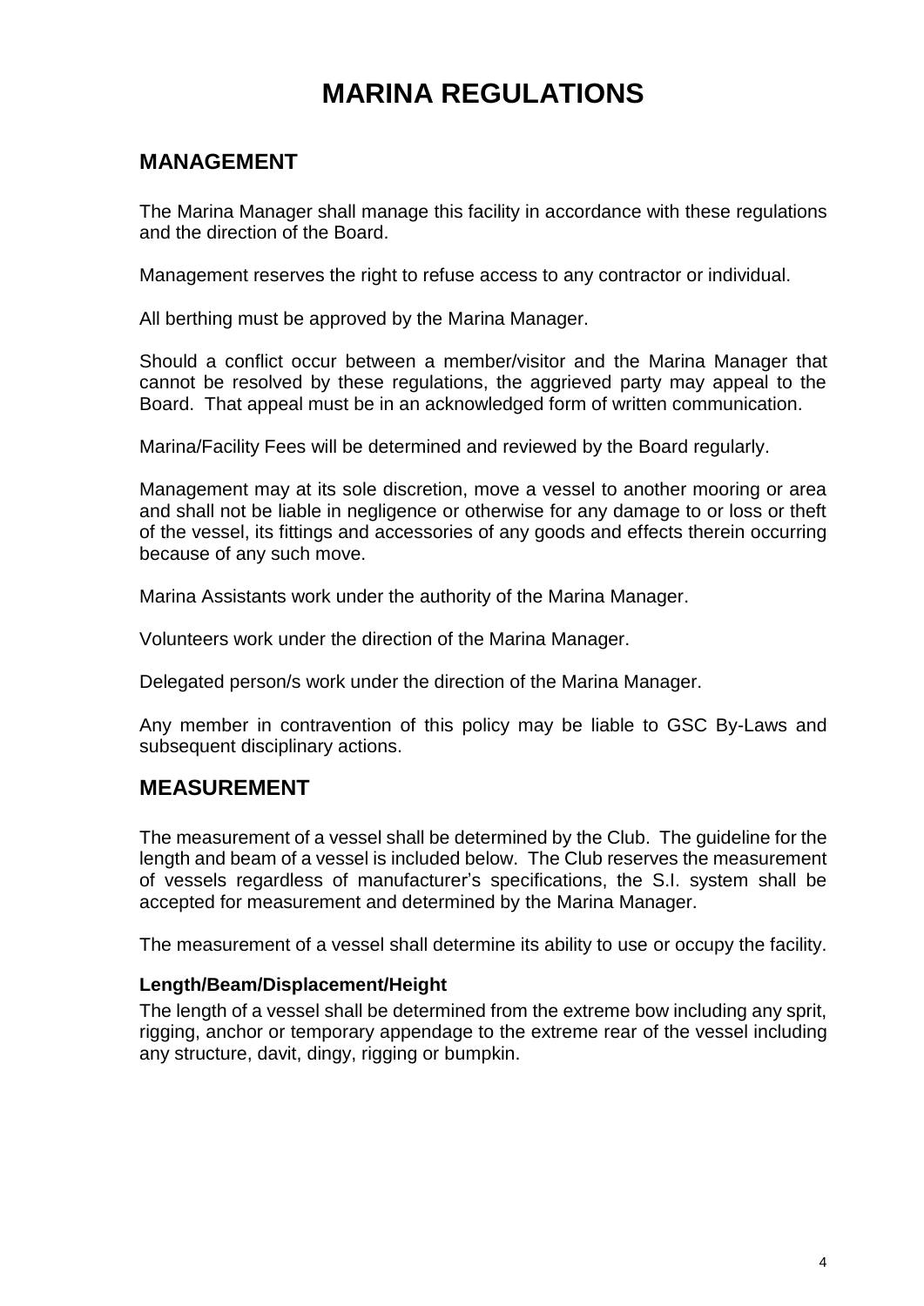# MARINA REGULATIONS

## MANAGEMENT

The Marina Manager shall manage this facility in accordance with these regulations and the direction of the Board.

Management reserves the right to refuse access to any contractor or individual.

All berthing must be approved by the Marina Manager.

Should a conflict occur between a member/visitor and the Marina Manager that cannot be resolved by these regulations, the aggrieved party may appeal to the Board. That appeal must be in an acknowledged form of written communication.

Marina/Facility Fees will be determined and reviewed by the Board regularly.

Management may at its sole discretion, move a vessel to another mooring or area and shall not be liable in negligence or otherwise for any damage to or loss or theft of the vessel, its fittings and accessories of any goods and effects therein occurring because of any such move.

Marina Assistants work under the authority of the Marina Manager.

Volunteers work under the direction of the Marina Manager.

Delegated person/s work under the direction of the Marina Manager.

Any member in contravention of this policy may be liable to GSC By-Laws and subsequent disciplinary actions.

## MEASUREMENT

The measurement of a vessel shall be determined by the Club. The guideline for the length and beam of a vessel is included below. The Club reserves the measurement of vessels regardless of manufacturer's specifications, the S.I. system shall be accepted for measurement and determined by the Marina Manager.

The measurement of a vessel shall determine its ability to use or occupy the facility.

### Length/Beam/Displacement/Height

The length of a vessel shall be determined from the extreme bow including any sprit, rigging, anchor or temporary appendage to the extreme rear of the vessel including any structure, davit, dingy, rigging or bumpkin.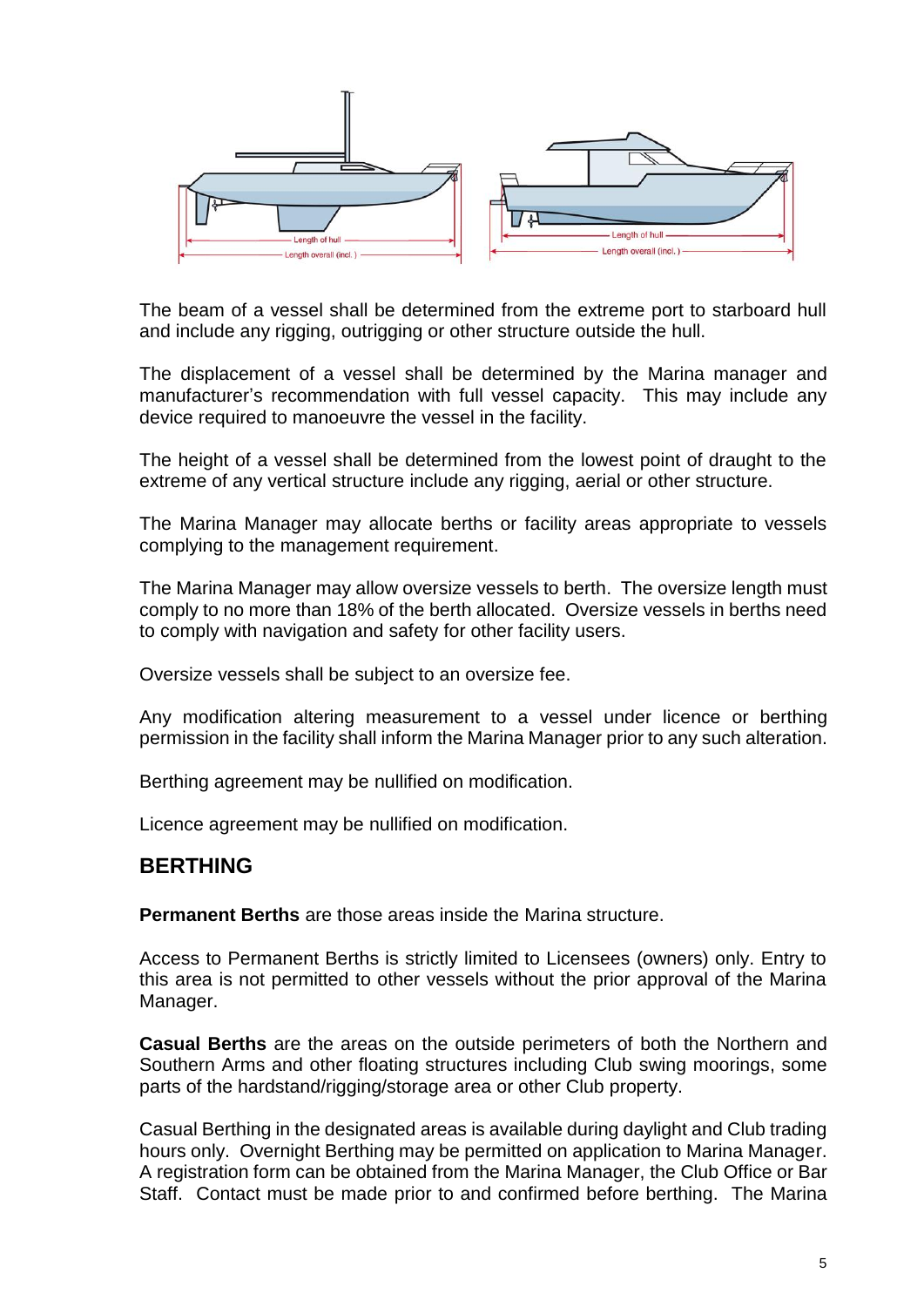The beam of a vessel shall be determined from the extreme port to starboard hull and include any rigging, outrigging or other structure outside the hull.

The displacement of a vessel shall be determined by the Marina manager and manufacturer's recommendation with full vessel capacity. This may include any device required to manoeuvre the vessel in the facility.

The height of a vessel shall be determined from the lowest point of draught to the extreme of any vertical structure include any rigging, aerial or other structure.

The Marina Manager may allocate berths or facility areas appropriate to vessels complying to the management requirement.

The Marina Manager may allow oversize vessels to berth. The oversize length must comply to no more than 18% of the berth allocated. Oversize vessels in berths need to comply with navigation and safety for other facility users.

Oversize vessels shall be subject to an oversize fee.

Any modification altering measurement to a vessel under licence or berthing permission in the facility shall inform the Marina Manager prior to any such alteration.

Berthing agreement may be nullified on modification.

Licence agreement may be nullified on modification.

## BERTHING

**Permanent Berths** are those areas inside the Marina structure.

Access to Permanent Berths is strictly limited to Licensees (owners) only. Entry to this area is not permitted to other vessels without the prior approval of the Marina Manager.

**Casual Berths** are the areas on the outside perimeters of both the Northern and Southern Arms and other floating structures including Club swing moorings, some parts of the hardstand/rigging/storage area or other Club property.

Casual Berthing in the designated areas is available during daylight and Club trading hours only. Overnight Berthing may be permitted on application to Marina Manager. A registration form can be obtained from the Marina Manager, the Club Office or Bar Staff. Contact must be made prior to and confirmed before berthing. The Marina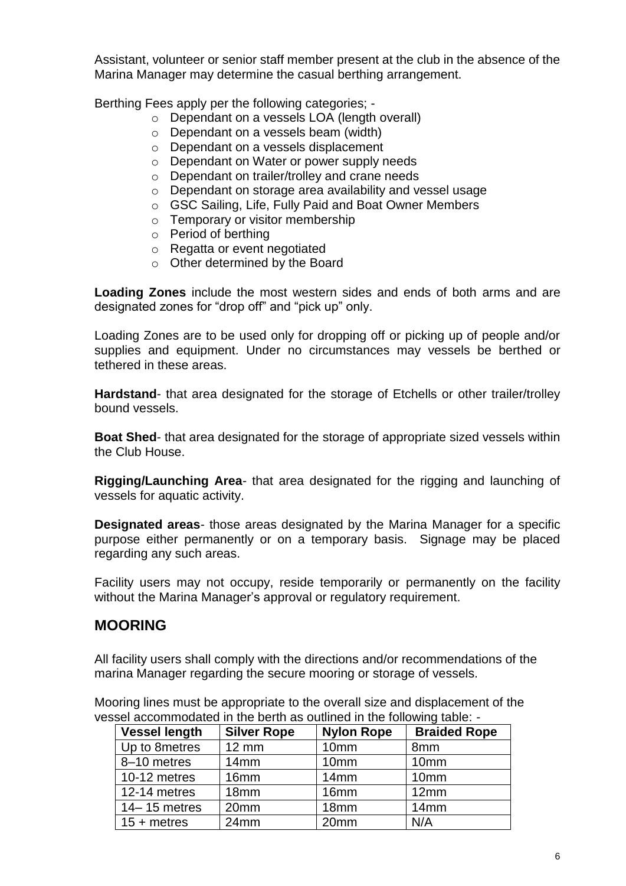Assistant, volunteer or senior staff member present at the club in the absence of the Marina Manager may determine the casual berthing arrangement.

Berthing Fees apply per the following categories; -

- Dependant on a vessels LOA (length overall)
- Dependant on a vessels beam (width)
- Dependant on a vessels displacement
- Dependant on Water or power supply needs
- Dependant on trailer/trolley and crane needs
- Dependant on storage area availability and vessel usage
- GSC Sailing, Life, Fully Paid and Boat Owner Members
- Temporary or visitor membership
- Period of berthing
- Regatta or event negotiated
- Other determined by the Board

**Loading Zones** include the most western sides and ends of both arms and are designated zones for "drop off" and "pick up" only.

Loading Zones are to be used only for dropping off or picking up of people and/or supplies and equipment. Under no circumstances may vessels be berthed or tethered in these areas.

**Hardstand**- that area designated for the storage of Etchells or other trailer/trolley bound vessels.

**Boat Shed**- that area designated for the storage of appropriate sized vessels within the Club House.

**Rigging/Launching Area**- that area designated for the rigging and launching of vessels for aquatic activity.

**Designated areas**- those areas designated by the Marina Manager for a specific purpose either permanently or on a temporary basis. Signage may be placed regarding any such areas.

Facility users may not occupy, reside temporarily or permanently on the facility without the Marina Manager's approval or regulatory requirement.

## MOORING

All facility users shall comply with the directions and/or recommendations of the marina Manager regarding the secure mooring or storage of vessels.

Mooring lines must be appropriate to the overall size and displacement of the vessel accommodated in the berth as outlined in the following table: -

| Vessel length | Silver Rope | Nylon Rope | Braided Rope |
|---|---|---|---|
| Up to 8metres | 12 mm | 10mm | 8mm |
| 8–10 metres | 14mm | 10mm | 10mm |
| 10-12 metres | 16mm | 14mm | 10mm |
| 12-14 metres | 18mm | 16mm | 12mm |
| 14– 15 metres | 20mm | 18mm | 14mm |
| 15 + metres | 24mm | 20mm | N/A |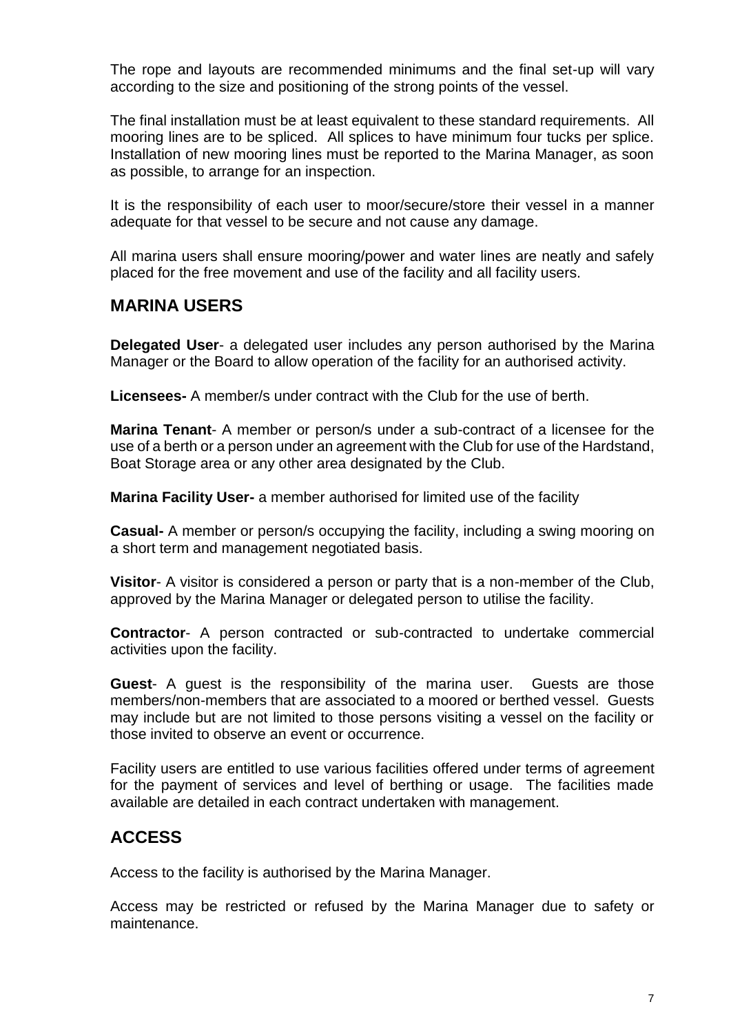The rope and layouts are recommended minimums and the final set-up will vary according to the size and positioning of the strong points of the vessel.

The final installation must be at least equivalent to these standard requirements. All mooring lines are to be spliced. All splices to have minimum four tucks per splice. Installation of new mooring lines must be reported to the Marina Manager, as soon as possible, to arrange for an inspection.

It is the responsibility of each user to moor/secure/store their vessel in a manner adequate for that vessel to be secure and not cause any damage.

All marina users shall ensure mooring/power and water lines are neatly and safely placed for the free movement and use of the facility and all facility users.

## MARINA USERS

**Delegated User**- a delegated user includes any person authorised by the Marina Manager or the Board to allow operation of the facility for an authorised activity.

**Licensees-** A member/s under contract with the Club for the use of berth.

**Marina Tenant**- A member or person/s under a sub-contract of a licensee for the use of a berth or a person under an agreement with the Club for use of the Hardstand, Boat Storage area or any other area designated by the Club.

**Marina Facility User-** a member authorised for limited use of the facility

**Casual-** A member or person/s occupying the facility, including a swing mooring on a short term and management negotiated basis.

**Visitor**- A visitor is considered a person or party that is a non-member of the Club, approved by the Marina Manager or delegated person to utilise the facility.

**Contractor**- A person contracted or sub-contracted to undertake commercial activities upon the facility.

**Guest**- A guest is the responsibility of the marina user. Guests are those members/non-members that are associated to a moored or berthed vessel. Guests may include but are not limited to those persons visiting a vessel on the facility or those invited to observe an event or occurrence.

Facility users are entitled to use various facilities offered under terms of agreement for the payment of services and level of berthing or usage. The facilities made available are detailed in each contract undertaken with management.

## ACCESS

Access to the facility is authorised by the Marina Manager.

Access may be restricted or refused by the Marina Manager due to safety or maintenance.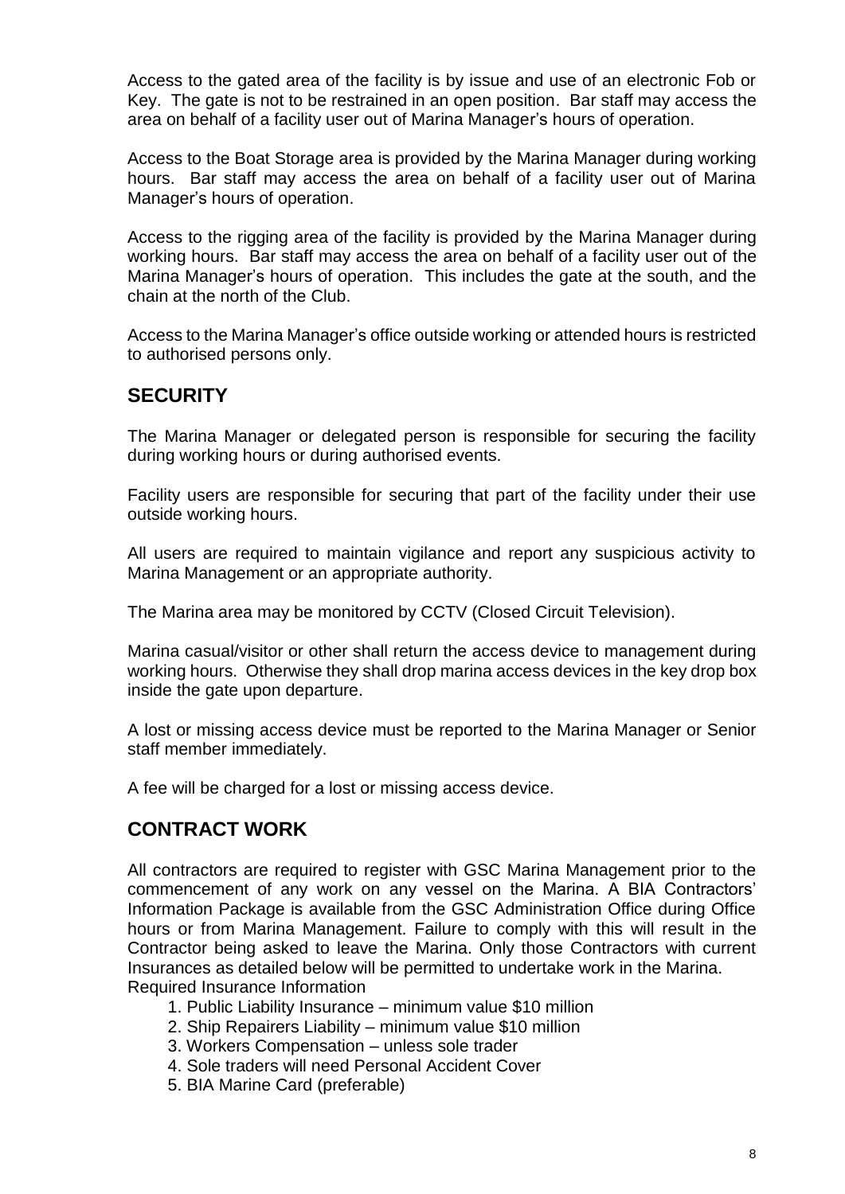Access to the gated area of the facility is by issue and use of an electronic Fob or Key. The gate is not to be restrained in an open position. Bar staff may access the area on behalf of a facility user out of Marina Manager's hours of operation.

Access to the Boat Storage area is provided by the Marina Manager during working hours. Bar staff may access the area on behalf of a facility user out of Marina Manager's hours of operation.

Access to the rigging area of the facility is provided by the Marina Manager during working hours. Bar staff may access the area on behalf of a facility user out of the Marina Manager's hours of operation. This includes the gate at the south, and the chain at the north of the Club.

Access to the Marina Manager's office outside working or attended hours is restricted to authorised persons only.

## SECURITY

The Marina Manager or delegated person is responsible for securing the facility during working hours or during authorised events.

Facility users are responsible for securing that part of the facility under their use outside working hours.

All users are required to maintain vigilance and report any suspicious activity to Marina Management or an appropriate authority.

The Marina area may be monitored by CCTV (Closed Circuit Television).

Marina casual/visitor or other shall return the access device to management during working hours. Otherwise they shall drop marina access devices in the key drop box inside the gate upon departure.

A lost or missing access device must be reported to the Marina Manager or Senior staff member immediately.

A fee will be charged for a lost or missing access device.

## CONTRACT WORK

All contractors are required to register with GSC Marina Management prior to the commencement of any work on any vessel on the Marina. A BIA Contractors' Information Package is available from the GSC Administration Office during Office hours or from Marina Management. Failure to comply with this will result in the Contractor being asked to leave the Marina. Only those Contractors with current Insurances as detailed below will be permitted to undertake work in the Marina.
Required Insurance Information

1. Public Liability Insurance – minimum value $10 million
2. Ship Repairers Liability – minimum value $10 million
3. Workers Compensation – unless sole trader
4. Sole traders will need Personal Accident Cover
5. BIA Marine Card (preferable)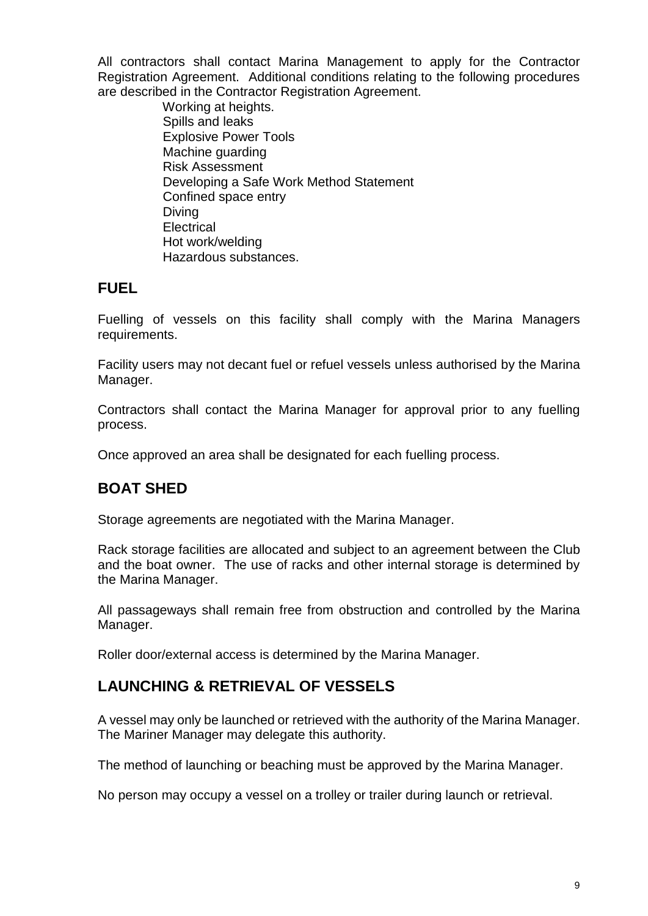All contractors shall contact Marina Management to apply for the Contractor Registration Agreement. Additional conditions relating to the following procedures are described in the Contractor Registration Agreement.

- Working at heights.
- Spills and leaks
- Explosive Power Tools
- Machine guarding
- Risk Assessment
- Developing a Safe Work Method Statement
- Confined space entry
- Diving
- Electrical
- Hot work/welding
- Hazardous substances.

## FUEL

Fuelling of vessels on this facility shall comply with the Marina Managers requirements.

Facility users may not decant fuel or refuel vessels unless authorised by the Marina Manager.

Contractors shall contact the Marina Manager for approval prior to any fuelling process.

Once approved an area shall be designated for each fuelling process.

## BOAT SHED

Storage agreements are negotiated with the Marina Manager.

Rack storage facilities are allocated and subject to an agreement between the Club and the boat owner. The use of racks and other internal storage is determined by the Marina Manager.

All passageways shall remain free from obstruction and controlled by the Marina Manager.

Roller door/external access is determined by the Marina Manager.

## LAUNCHING & RETRIEVAL OF VESSELS

A vessel may only be launched or retrieved with the authority of the Marina Manager. The Mariner Manager may delegate this authority.

The method of launching or beaching must be approved by the Marina Manager.

No person may occupy a vessel on a trolley or trailer during launch or retrieval.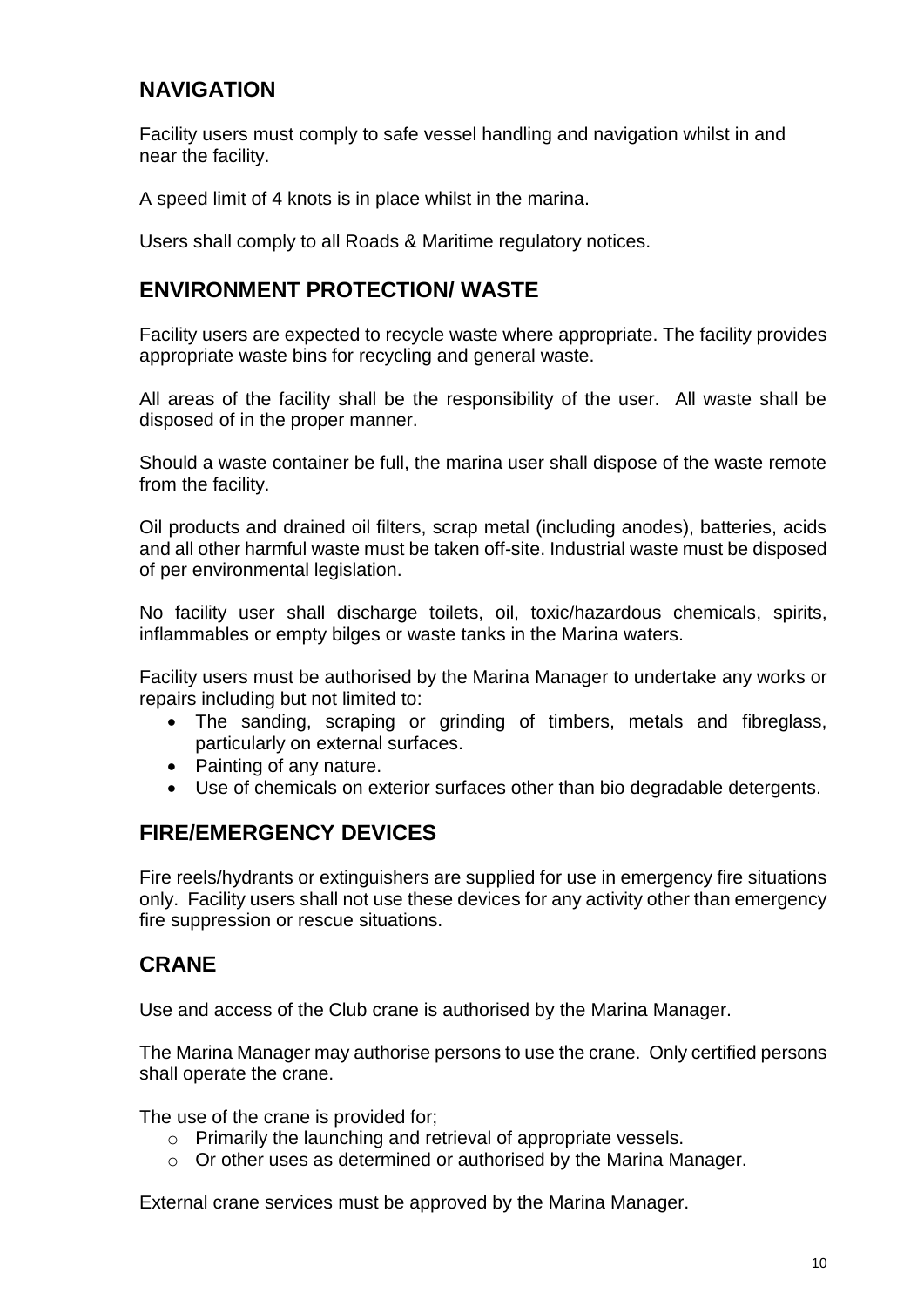## NAVIGATION

Facility users must comply to safe vessel handling and navigation whilst in and near the facility.

A speed limit of 4 knots is in place whilst in the marina.

Users shall comply to all Roads & Maritime regulatory notices.

## ENVIRONMENT PROTECTION/ WASTE

Facility users are expected to recycle waste where appropriate. The facility provides appropriate waste bins for recycling and general waste.

All areas of the facility shall be the responsibility of the user. All waste shall be disposed of in the proper manner.

Should a waste container be full, the marina user shall dispose of the waste remote from the facility.

Oil products and drained oil filters, scrap metal (including anodes), batteries, acids and all other harmful waste must be taken off-site. Industrial waste must be disposed of per environmental legislation.

No facility user shall discharge toilets, oil, toxic/hazardous chemicals, spirits, inflammables or empty bilges or waste tanks in the Marina waters.

Facility users must be authorised by the Marina Manager to undertake any works or repairs including but not limited to:

- The sanding, scraping or grinding of timbers, metals and fibreglass, particularly on external surfaces.
- Painting of any nature.
- Use of chemicals on exterior surfaces other than bio degradable detergents.

## FIRE/EMERGENCY DEVICES

Fire reels/hydrants or extinguishers are supplied for use in emergency fire situations only. Facility users shall not use these devices for any activity other than emergency fire suppression or rescue situations.

## CRANE

Use and access of the Club crane is authorised by the Marina Manager.

The Marina Manager may authorise persons to use the crane. Only certified persons shall operate the crane.

The use of the crane is provided for;

- Primarily the launching and retrieval of appropriate vessels.
- Or other uses as determined or authorised by the Marina Manager.

External crane services must be approved by the Marina Manager.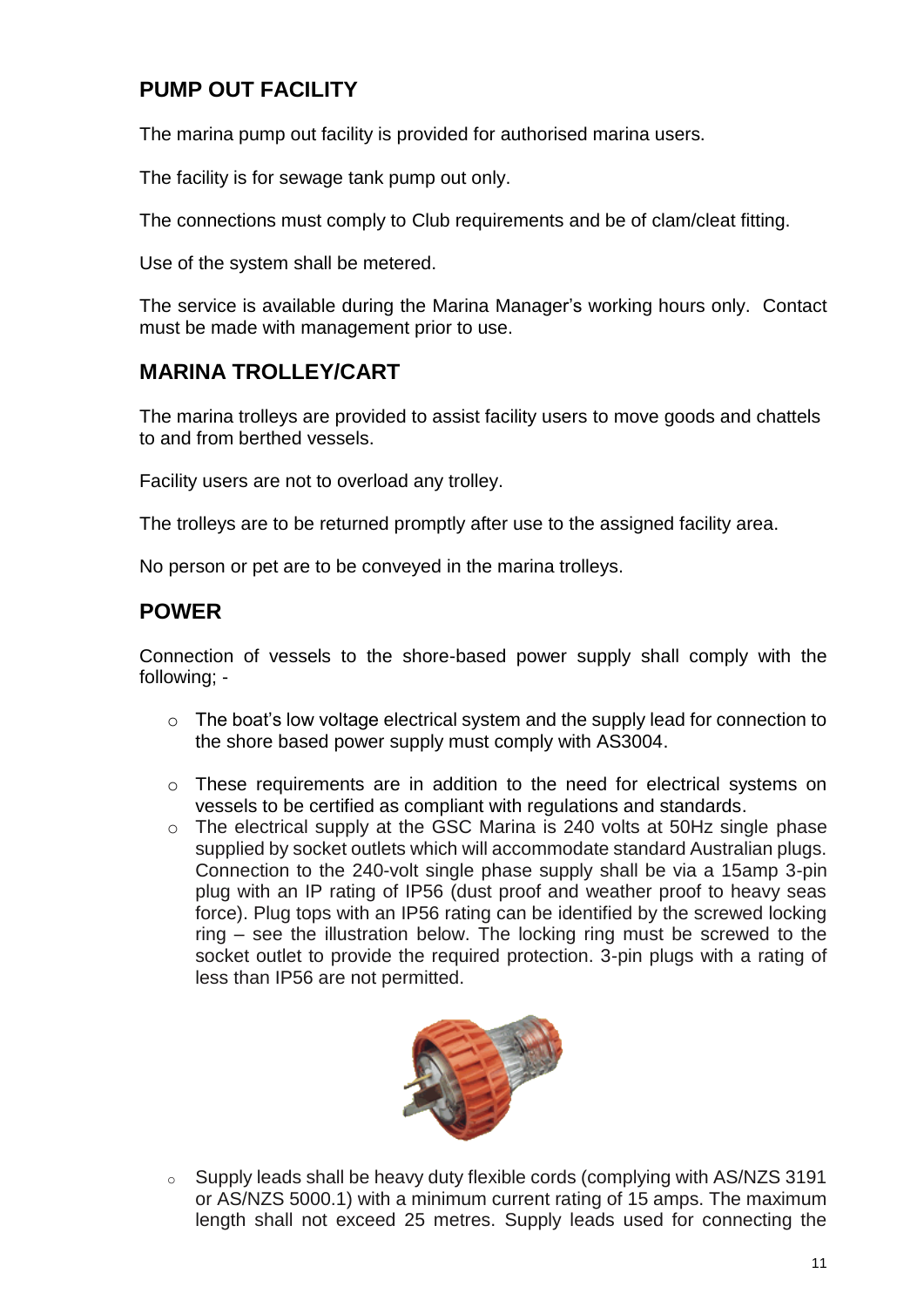## PUMP OUT FACILITY

The marina pump out facility is provided for authorised marina users.

The facility is for sewage tank pump out only.

The connections must comply to Club requirements and be of clam/cleat fitting.

Use of the system shall be metered.

The service is available during the Marina Manager's working hours only. Contact must be made with management prior to use.

## MARINA TROLLEY/CART

The marina trolleys are provided to assist facility users to move goods and chattels to and from berthed vessels.

Facility users are not to overload any trolley.

The trolleys are to be returned promptly after use to the assigned facility area.

No person or pet are to be conveyed in the marina trolleys.

## POWER

Connection of vessels to the shore-based power supply shall comply with the following; -

- The boat's low voltage electrical system and the supply lead for connection to the shore based power supply must comply with AS3004.
- These requirements are in addition to the need for electrical systems on vessels to be certified as compliant with regulations and standards.
- The electrical supply at the GSC Marina is 240 volts at 50Hz single phase supplied by socket outlets which will accommodate standard Australian plugs. Connection to the 240-volt single phase supply shall be via a 15amp 3-pin plug with an IP rating of IP56 (dust proof and weather proof to heavy seas force). Plug tops with an IP56 rating can be identified by the screwed locking ring – see the illustration below. The locking ring must be screwed to the socket outlet to provide the required protection. 3-pin plugs with a rating of less than IP56 are not permitted.
- Supply leads shall be heavy duty flexible cords (complying with AS/NZS 3191 or AS/NZS 5000.1) with a minimum current rating of 15 amps. The maximum length shall not exceed 25 metres. Supply leads used for connecting the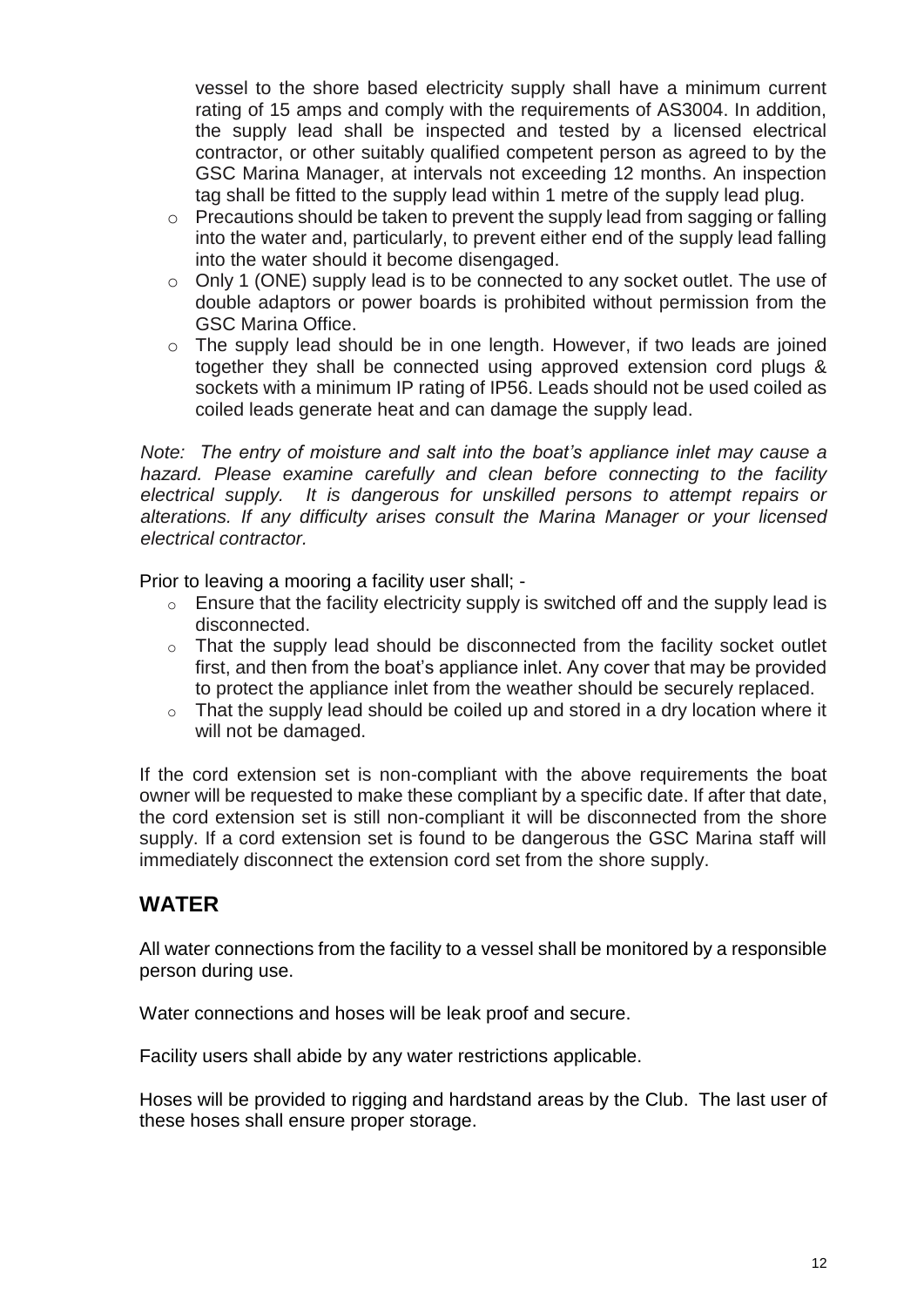vessel to the shore based electricity supply shall have a minimum current rating of 15 amps and comply with the requirements of AS3004. In addition, the supply lead shall be inspected and tested by a licensed electrical contractor, or other suitably qualified competent person as agreed to by the GSC Marina Manager, at intervals not exceeding 12 months. An inspection tag shall be fitted to the supply lead within 1 metre of the supply lead plug.

- Precautions should be taken to prevent the supply lead from sagging or falling into the water and, particularly, to prevent either end of the supply lead falling into the water should it become disengaged.
- Only 1 (ONE) supply lead is to be connected to any socket outlet. The use of double adaptors or power boards is prohibited without permission from the GSC Marina Office.
- The supply lead should be in one length. However, if two leads are joined together they shall be connected using approved extension cord plugs & sockets with a minimum IP rating of IP56. Leads should not be used coiled as coiled leads generate heat and can damage the supply lead.

*Note: The entry of moisture and salt into the boat's appliance inlet may cause a hazard. Please examine carefully and clean before connecting to the facility electrical supply. It is dangerous for unskilled persons to attempt repairs or alterations. If any difficulty arises consult the Marina Manager or your licensed electrical contractor.*

Prior to leaving a mooring a facility user shall; -

- Ensure that the facility electricity supply is switched off and the supply lead is disconnected.
- That the supply lead should be disconnected from the facility socket outlet first, and then from the boat's appliance inlet. Any cover that may be provided to protect the appliance inlet from the weather should be securely replaced.
- That the supply lead should be coiled up and stored in a dry location where it will not be damaged.

If the cord extension set is non-compliant with the above requirements the boat owner will be requested to make these compliant by a specific date. If after that date, the cord extension set is still non-compliant it will be disconnected from the shore supply. If a cord extension set is found to be dangerous the GSC Marina staff will immediately disconnect the extension cord set from the shore supply.

## WATER

All water connections from the facility to a vessel shall be monitored by a responsible person during use.

Water connections and hoses will be leak proof and secure.

Facility users shall abide by any water restrictions applicable.

Hoses will be provided to rigging and hardstand areas by the Club. The last user of these hoses shall ensure proper storage.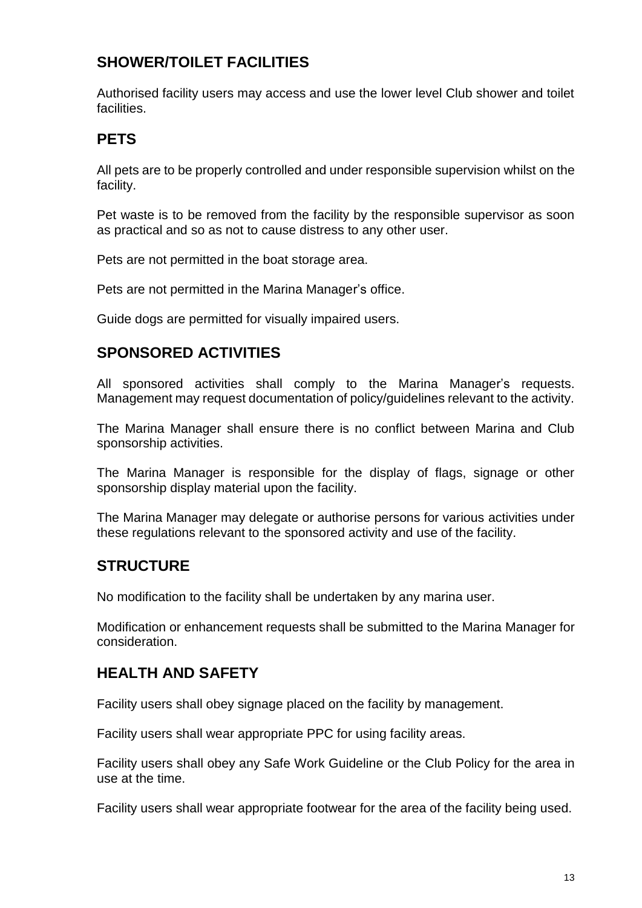## SHOWER/TOILET FACILITIES

Authorised facility users may access and use the lower level Club shower and toilet facilities.

## PETS

All pets are to be properly controlled and under responsible supervision whilst on the facility.

Pet waste is to be removed from the facility by the responsible supervisor as soon as practical and so as not to cause distress to any other user.

Pets are not permitted in the boat storage area.

Pets are not permitted in the Marina Manager's office.

Guide dogs are permitted for visually impaired users.

## SPONSORED ACTIVITIES

All sponsored activities shall comply to the Marina Manager's requests. Management may request documentation of policy/guidelines relevant to the activity.

The Marina Manager shall ensure there is no conflict between Marina and Club sponsorship activities.

The Marina Manager is responsible for the display of flags, signage or other sponsorship display material upon the facility.

The Marina Manager may delegate or authorise persons for various activities under these regulations relevant to the sponsored activity and use of the facility.

## STRUCTURE

No modification to the facility shall be undertaken by any marina user.

Modification or enhancement requests shall be submitted to the Marina Manager for consideration.

## HEALTH AND SAFETY

Facility users shall obey signage placed on the facility by management.

Facility users shall wear appropriate PPC for using facility areas.

Facility users shall obey any Safe Work Guideline or the Club Policy for the area in use at the time.

Facility users shall wear appropriate footwear for the area of the facility being used.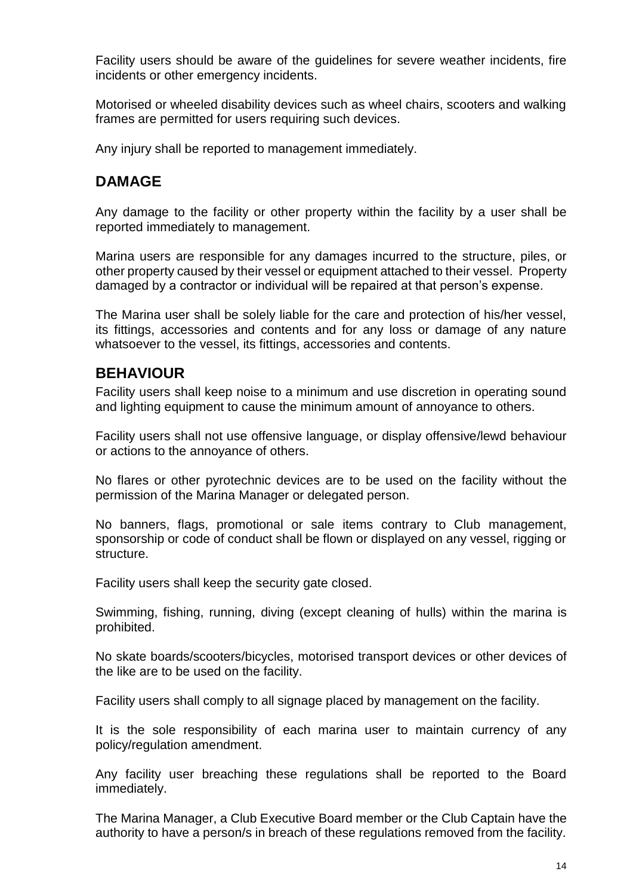Facility users should be aware of the guidelines for severe weather incidents, fire incidents or other emergency incidents.

Motorised or wheeled disability devices such as wheel chairs, scooters and walking frames are permitted for users requiring such devices.

Any injury shall be reported to management immediately.

## DAMAGE

Any damage to the facility or other property within the facility by a user shall be reported immediately to management.

Marina users are responsible for any damages incurred to the structure, piles, or other property caused by their vessel or equipment attached to their vessel. Property damaged by a contractor or individual will be repaired at that person's expense.

The Marina user shall be solely liable for the care and protection of his/her vessel, its fittings, accessories and contents and for any loss or damage of any nature whatsoever to the vessel, its fittings, accessories and contents.

## BEHAVIOUR

Facility users shall keep noise to a minimum and use discretion in operating sound and lighting equipment to cause the minimum amount of annoyance to others.

Facility users shall not use offensive language, or display offensive/lewd behaviour or actions to the annoyance of others.

No flares or other pyrotechnic devices are to be used on the facility without the permission of the Marina Manager or delegated person.

No banners, flags, promotional or sale items contrary to Club management, sponsorship or code of conduct shall be flown or displayed on any vessel, rigging or structure.

Facility users shall keep the security gate closed.

Swimming, fishing, running, diving (except cleaning of hulls) within the marina is prohibited.

No skate boards/scooters/bicycles, motorised transport devices or other devices of the like are to be used on the facility.

Facility users shall comply to all signage placed by management on the facility.

It is the sole responsibility of each marina user to maintain currency of any policy/regulation amendment.

Any facility user breaching these regulations shall be reported to the Board immediately.

The Marina Manager, a Club Executive Board member or the Club Captain have the authority to have a person/s in breach of these regulations removed from the facility.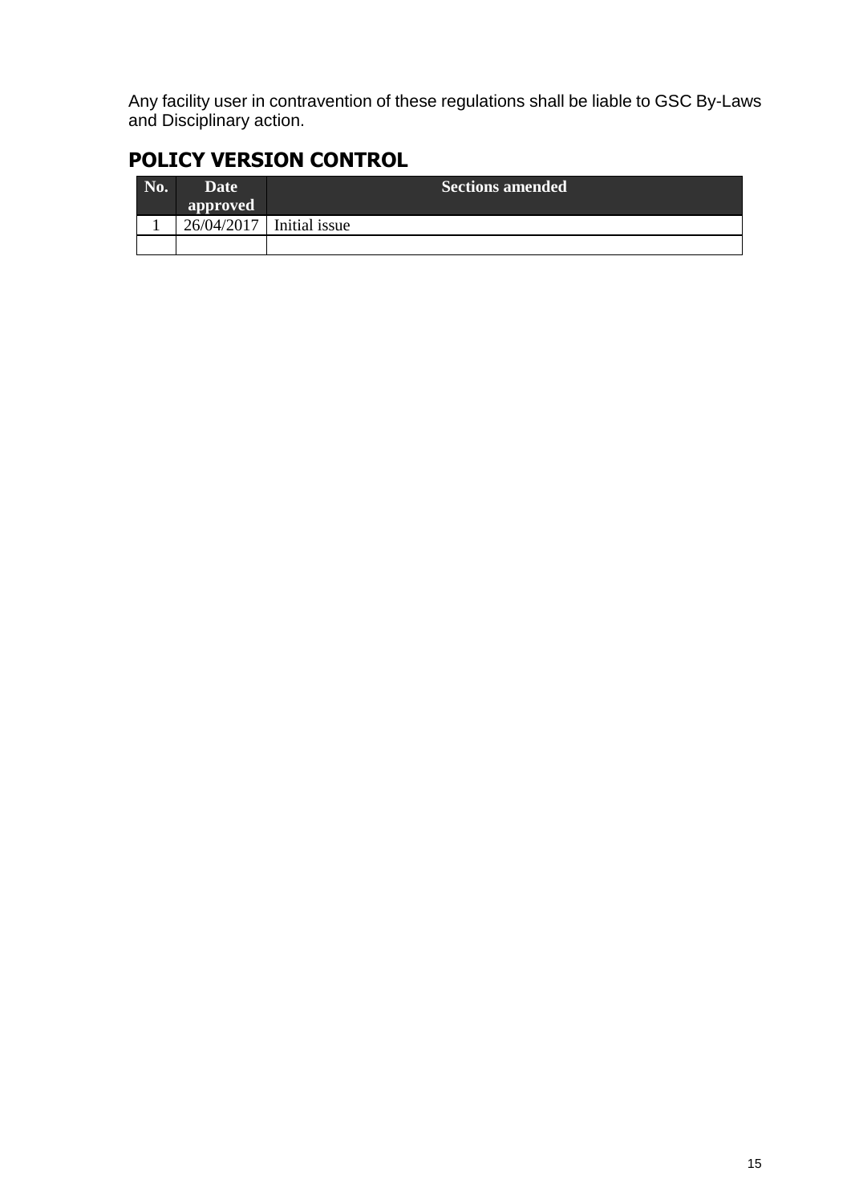Any facility user in contravention of these regulations shall be liable to GSC By-Laws and Disciplinary action.

## POLICY VERSION CONTROL

| No. | Date approved | Sections amended |
| --- | --- | --- |
| 1 | 26/04/2017 | Initial issue |
| | | |